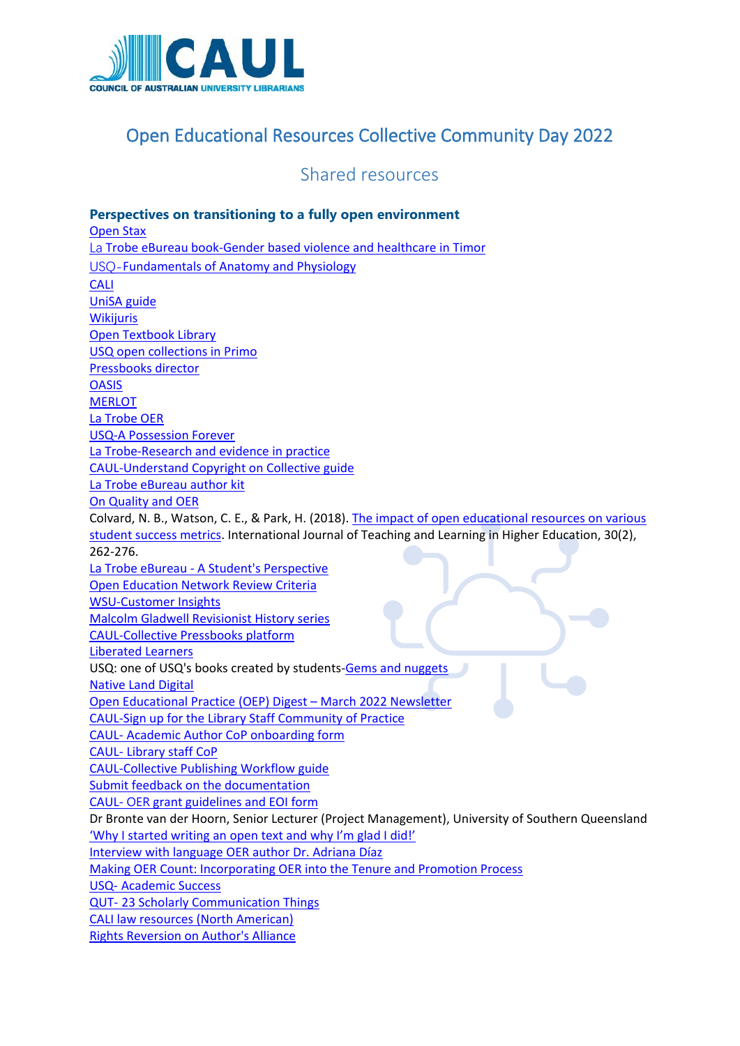# Open Educational Resources Collective Community Day 2022

## Shared resources

**Perspectives on transitioning to a fully open environment**

Open Stax
La Trobe eBureau book-Gender based violence and healthcare in Timor
USQ-Fundamentals of Anatomy and Physiology
CALI
UniSA guide
Wikijuris
Open Textbook Library
USQ open collections in Primo
Pressbooks director
OASIS
MERLOT
La Trobe OER
USQ-A Possession Forever
La Trobe-Research and evidence in practice
CAUL-Understand Copyright on Collective guide
La Trobe eBureau author kit
On Quality and OER
Colvard, N. B., Watson, C. E., & Park, H. (2018). The impact of open educational resources on various student success metrics. International Journal of Teaching and Learning in Higher Education, 30(2), 262-276.
La Trobe eBureau - A Student's Perspective
Open Education Network Review Criteria
WSU-Customer Insights
Malcolm Gladwell Revisionist History series
CAUL-Collective Pressbooks platform
Liberated Learners
USQ: one of USQ's books created by students-Gems and nuggets
Native Land Digital
Open Educational Practice (OEP) Digest – March 2022 Newsletter
CAUL-Sign up for the Library Staff Community of Practice
CAUL- Academic Author CoP onboarding form
CAUL- Library staff CoP
CAUL-Collective Publishing Workflow guide
Submit feedback on the documentation
CAUL- OER grant guidelines and EOI form
Dr Bronte van der Hoorn, Senior Lecturer (Project Management), University of Southern Queensland
'Why I started writing an open text and why I'm glad I did!'
Interview with language OER author Dr. Adriana Díaz
Making OER Count: Incorporating OER into the Tenure and Promotion Process
USQ- Academic Success
QUT- 23 Scholarly Communication Things
CALI law resources (North American)
Rights Reversion on Author's Alliance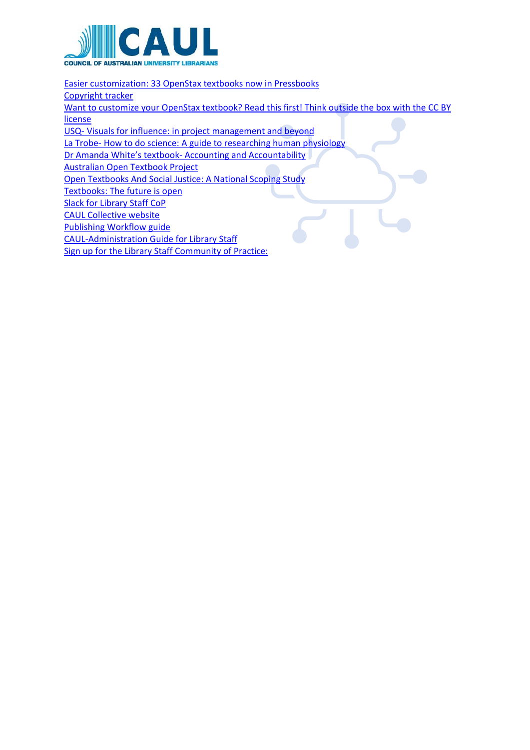Easier customization: 33 OpenStax textbooks now in Pressbooks
Copyright tracker
Want to customize your OpenStax textbook? Read this first! Think outside the box with the CC BY license
USQ- Visuals for influence: in project management and beyond
La Trobe- How to do science: A guide to researching human physiology
Dr Amanda White's textbook- Accounting and Accountability
Australian Open Textbook Project
Open Textbooks And Social Justice: A National Scoping Study
Textbooks: The future is open
Slack for Library Staff CoP
CAUL Collective website
Publishing Workflow guide
CAUL-Administration Guide for Library Staff
Sign up for the Library Staff Community of Practice: